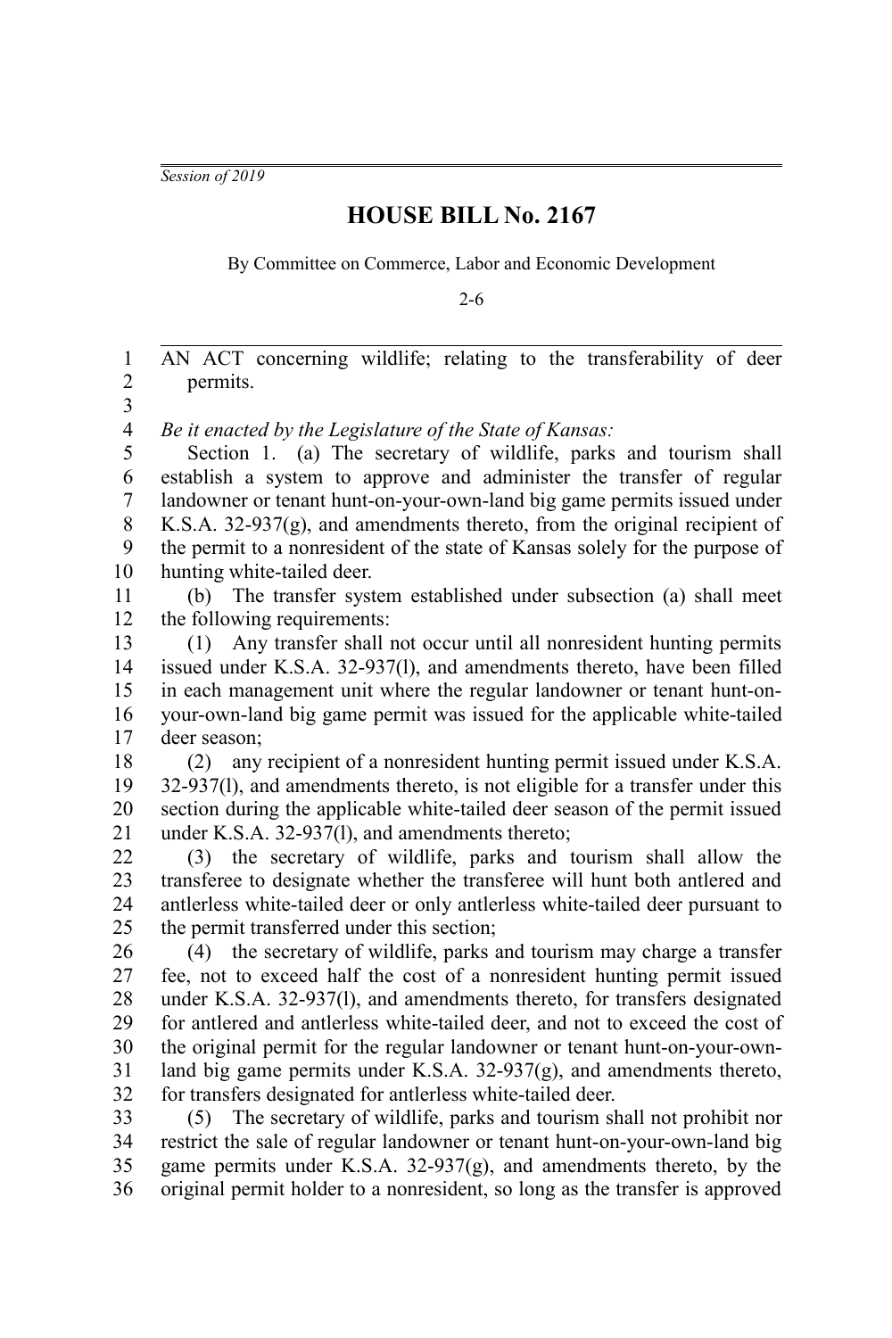*Session of 2019*

# HOUSE BILL No. 2167

By Committee on Commerce, Labor and Economic Development

2-6

AN ACT concerning wildlife; relating to the transferability of deer permits.

*Be it enacted by the Legislature of the State of Kansas:*

Section 1. (a) The secretary of wildlife, parks and tourism shall establish a system to approve and administer the transfer of regular landowner or tenant hunt-on-your-own-land big game permits issued under K.S.A. 32-937(g), and amendments thereto, from the original recipient of the permit to a nonresident of the state of Kansas solely for the purpose of hunting white-tailed deer.

(b) The transfer system established under subsection (a) shall meet the following requirements:

(1) Any transfer shall not occur until all nonresident hunting permits issued under K.S.A. 32-937(l), and amendments thereto, have been filled in each management unit where the regular landowner or tenant hunt-on-your-own-land big game permit was issued for the applicable white-tailed deer season;

(2) any recipient of a nonresident hunting permit issued under K.S.A. 32-937(l), and amendments thereto, is not eligible for a transfer under this section during the applicable white-tailed deer season of the permit issued under K.S.A. 32-937(l), and amendments thereto;

(3) the secretary of wildlife, parks and tourism shall allow the transferee to designate whether the transferee will hunt both antlered and antlerless white-tailed deer or only antlerless white-tailed deer pursuant to the permit transferred under this section;

(4) the secretary of wildlife, parks and tourism may charge a transfer fee, not to exceed half the cost of a nonresident hunting permit issued under K.S.A. 32-937(l), and amendments thereto, for transfers designated for antlered and antlerless white-tailed deer, and not to exceed the cost of the original permit for the regular landowner or tenant hunt-on-your-own-land big game permits under K.S.A. 32-937(g), and amendments thereto, for transfers designated for antlerless white-tailed deer.

(5) The secretary of wildlife, parks and tourism shall not prohibit nor restrict the sale of regular landowner or tenant hunt-on-your-own-land big game permits under K.S.A. 32-937(g), and amendments thereto, by the original permit holder to a nonresident, so long as the transfer is approved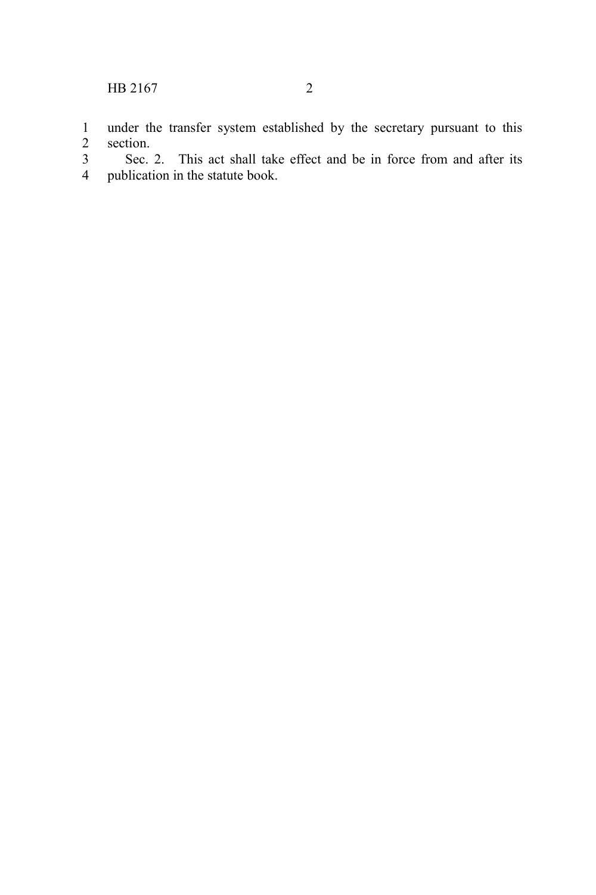under the transfer system established by the secretary pursuant to this section.

Sec. 2. This act shall take effect and be in force from and after its publication in the statute book.